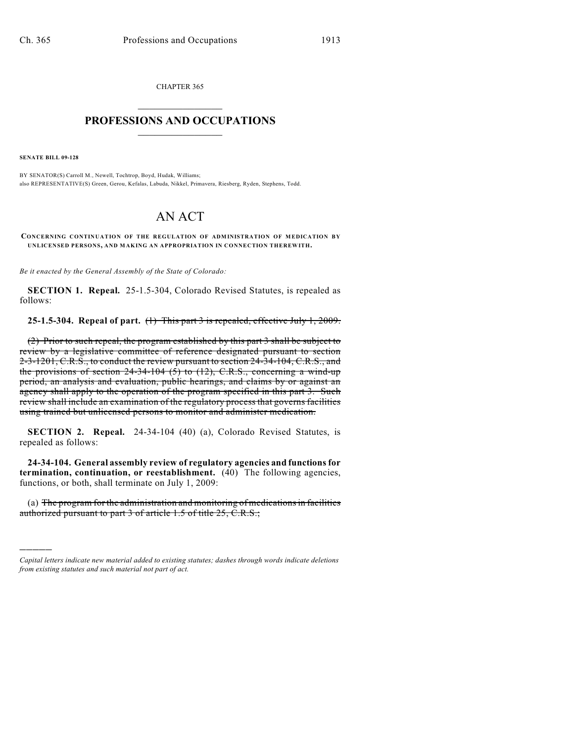CHAPTER 365

# PROFESSIONS AND OCCUPATIONS

**SENATE BILL 09-128**

BY SENATOR(S) Carroll M., Newell, Tochtrop, Boyd, Hudak, Williams;
also REPRESENTATIVE(S) Green, Gerou, Kefalas, Labuda, Nikkel, Primavera, Riesberg, Ryden, Stephens, Todd.

# AN ACT

**CONCERNING CONTINUATION OF THE REGULATION OF ADMINISTRATION OF MEDICATION BY UNLICENSED PERSONS, AND MAKING AN APPROPRIATION IN CONNECTION THEREWITH.**

*Be it enacted by the General Assembly of the State of Colorado:*

**SECTION 1. Repeal.** 25-1.5-304, Colorado Revised Statutes, is repealed as follows:

**25-1.5-304. Repeal of part.** ~~(1) This part 3 is repealed, effective July 1, 2009.~~

~~(2) Prior to such repeal, the program established by this part 3 shall be subject to review by a legislative committee of reference designated pursuant to section 2-3-1201, C.R.S., to conduct the review pursuant to section 24-34-104, C.R.S., and the provisions of section 24-34-104 (5) to (12), C.R.S., concerning a wind-up period, an analysis and evaluation, public hearings, and claims by or against an agency shall apply to the operation of the program specified in this part 3. Such review shall include an examination of the regulatory process that governs facilities using trained but unlicensed persons to monitor and administer medication.~~

**SECTION 2. Repeal.** 24-34-104 (40) (a), Colorado Revised Statutes, is repealed as follows:

**24-34-104. General assembly review of regulatory agencies and functions for termination, continuation, or reestablishment.** (40) The following agencies, functions, or both, shall terminate on July 1, 2009:

(a) ~~The program for the administration and monitoring of medications in facilities authorized pursuant to part 3 of article 1.5 of title 25, C.R.S.;~~

---

*Capital letters indicate new material added to existing statutes; dashes through words indicate deletions from existing statutes and such material not part of act.*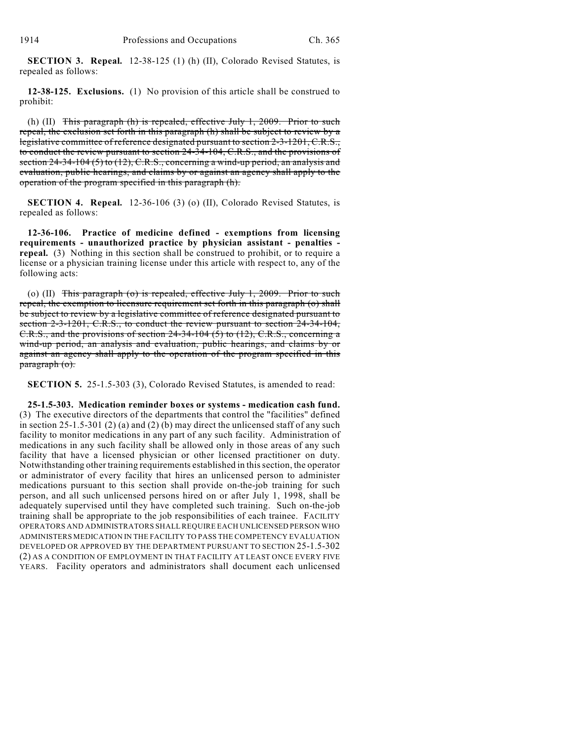**SECTION 3. Repeal.** 12-38-125 (1) (h) (II), Colorado Revised Statutes, is repealed as follows:

**12-38-125. Exclusions.** (1) No provision of this article shall be construed to prohibit:

(h) (II) ~~This paragraph (h) is repealed, effective July 1, 2009. Prior to such repeal, the exclusion set forth in this paragraph (h) shall be subject to review by a legislative committee of reference designated pursuant to section 2-3-1201, C.R.S., to conduct the review pursuant to section 24-34-104, C.R.S., and the provisions of section 24-34-104 (5) to (12), C.R.S., concerning a wind-up period, an analysis and evaluation, public hearings, and claims by or against an agency shall apply to the operation of the program specified in this paragraph (h).~~

**SECTION 4. Repeal.** 12-36-106 (3) (o) (II), Colorado Revised Statutes, is repealed as follows:

**12-36-106. Practice of medicine defined - exemptions from licensing requirements - unauthorized practice by physician assistant - penalties - repeal.** (3) Nothing in this section shall be construed to prohibit, or to require a license or a physician training license under this article with respect to, any of the following acts:

(o) (II) ~~This paragraph (o) is repealed, effective July 1, 2009. Prior to such repeal, the exemption to licensure requirement set forth in this paragraph (o) shall be subject to review by a legislative committee of reference designated pursuant to section 2-3-1201, C.R.S., to conduct the review pursuant to section 24-34-104, C.R.S., and the provisions of section 24-34-104 (5) to (12), C.R.S., concerning a wind-up period, an analysis and evaluation, public hearings, and claims by or against an agency shall apply to the operation of the program specified in this paragraph (o).~~

**SECTION 5.** 25-1.5-303 (3), Colorado Revised Statutes, is amended to read:

**25-1.5-303. Medication reminder boxes or systems - medication cash fund.** (3) The executive directors of the departments that control the "facilities" defined in section 25-1.5-301 (2) (a) and (2) (b) may direct the unlicensed staff of any such facility to monitor medications in any part of any such facility. Administration of medications in any such facility shall be allowed only in those areas of any such facility that have a licensed physician or other licensed practitioner on duty. Notwithstanding other training requirements established in this section, the operator or administrator of every facility that hires an unlicensed person to administer medications pursuant to this section shall provide on-the-job training for such person, and all such unlicensed persons hired on or after July 1, 1998, shall be adequately supervised until they have completed such training. Such on-the-job training shall be appropriate to the job responsibilities of each trainee. FACILITY OPERATORS AND ADMINISTRATORS SHALL REQUIRE EACH UNLICENSED PERSON WHO ADMINISTERS MEDICATION IN THE FACILITY TO PASS THE COMPETENCY EVALUATION DEVELOPED OR APPROVED BY THE DEPARTMENT PURSUANT TO SECTION 25-1.5-302 (2) AS A CONDITION OF EMPLOYMENT IN THAT FACILITY AT LEAST ONCE EVERY FIVE YEARS. Facility operators and administrators shall document each unlicensed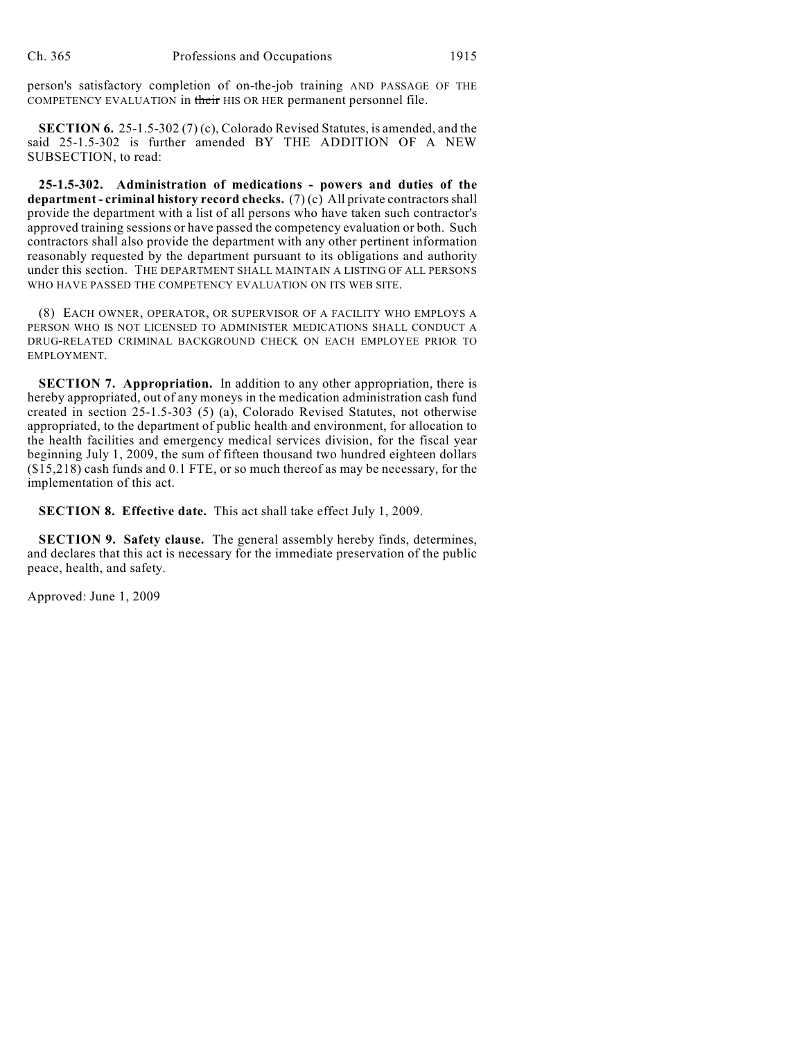person's satisfactory completion of on-the-job training AND PASSAGE OF THE COMPETENCY EVALUATION in ~~their~~ HIS OR HER permanent personnel file.

**SECTION 6.** 25-1.5-302 (7) (c), Colorado Revised Statutes, is amended, and the said 25-1.5-302 is further amended BY THE ADDITION OF A NEW SUBSECTION, to read:

**25-1.5-302. Administration of medications - powers and duties of the department - criminal history record checks.** (7) (c) All private contractors shall provide the department with a list of all persons who have taken such contractor's approved training sessions or have passed the competency evaluation or both. Such contractors shall also provide the department with any other pertinent information reasonably requested by the department pursuant to its obligations and authority under this section. THE DEPARTMENT SHALL MAINTAIN A LISTING OF ALL PERSONS WHO HAVE PASSED THE COMPETENCY EVALUATION ON ITS WEB SITE.

(8) EACH OWNER, OPERATOR, OR SUPERVISOR OF A FACILITY WHO EMPLOYS A PERSON WHO IS NOT LICENSED TO ADMINISTER MEDICATIONS SHALL CONDUCT A DRUG-RELATED CRIMINAL BACKGROUND CHECK ON EACH EMPLOYEE PRIOR TO EMPLOYMENT.

**SECTION 7. Appropriation.** In addition to any other appropriation, there is hereby appropriated, out of any moneys in the medication administration cash fund created in section 25-1.5-303 (5) (a), Colorado Revised Statutes, not otherwise appropriated, to the department of public health and environment, for allocation to the health facilities and emergency medical services division, for the fiscal year beginning July 1, 2009, the sum of fifteen thousand two hundred eighteen dollars ($15,218) cash funds and 0.1 FTE, or so much thereof as may be necessary, for the implementation of this act.

**SECTION 8. Effective date.** This act shall take effect July 1, 2009.

**SECTION 9. Safety clause.** The general assembly hereby finds, determines, and declares that this act is necessary for the immediate preservation of the public peace, health, and safety.

Approved: June 1, 2009